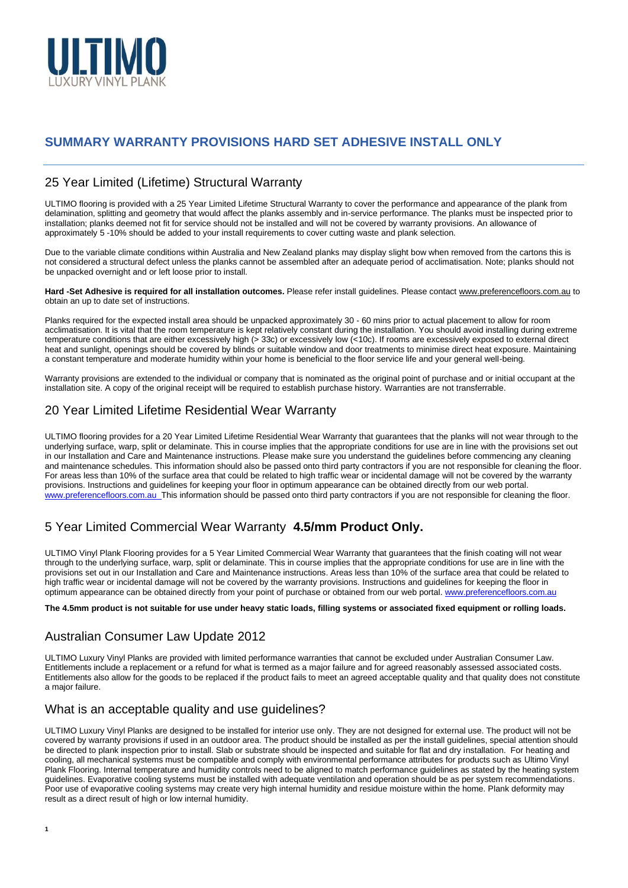# ULTIMO

LUXURY VINYL PLANK

## SUMMARY WARRANTY PROVISIONS HARD SET ADHESIVE INSTALL ONLY

### 25 Year Limited (Lifetime) Structural Warranty

ULTIMO flooring is provided with a 25 Year Limited Lifetime Structural Warranty to cover the performance and appearance of the plank from delamination, splitting and geometry that would affect the planks assembly and in-service performance. The planks must be inspected prior to installation; planks deemed not fit for service should not be installed and will not be covered by warranty provisions. An allowance of approximately 5 -10% should be added to your install requirements to cover cutting waste and plank selection.

Due to the variable climate conditions within Australia and New Zealand planks may display slight bow when removed from the cartons this is not considered a structural defect unless the planks cannot be assembled after an adequate period of acclimatisation. Note; planks should not be unpacked overnight and or left loose prior to install.

**Hard -Set Adhesive is required for all installation outcomes.** Please refer install guidelines. Please contact www.preferencefloors.com.au to obtain an up to date set of instructions.

Planks required for the expected install area should be unpacked approximately 30 - 60 mins prior to actual placement to allow for room acclimatisation. It is vital that the room temperature is kept relatively constant during the installation. You should avoid installing during extreme temperature conditions that are either excessively high (> 33c) or excessively low (<10c). If rooms are excessively exposed to external direct heat and sunlight, openings should be covered by blinds or suitable window and door treatments to minimise direct heat exposure. Maintaining a constant temperature and moderate humidity within your home is beneficial to the floor service life and your general well-being.

Warranty provisions are extended to the individual or company that is nominated as the original point of purchase and or initial occupant at the installation site. A copy of the original receipt will be required to establish purchase history. Warranties are not transferrable.

### 20 Year Limited Lifetime Residential Wear Warranty

ULTIMO flooring provides for a 20 Year Limited Lifetime Residential Wear Warranty that guarantees that the planks will not wear through to the underlying surface, warp, split or delaminate. This in course implies that the appropriate conditions for use are in line with the provisions set out in our Installation and Care and Maintenance instructions. Please make sure you understand the guidelines before commencing any cleaning and maintenance schedules. This information should also be passed onto third party contractors if you are not responsible for cleaning the floor. For areas less than 10% of the surface area that could be related to high traffic wear or incidental damage will not be covered by the warranty provisions. Instructions and guidelines for keeping your floor in optimum appearance can be obtained directly from our web portal. www.preferencefloors.com.au This information should be passed onto third party contractors if you are not responsible for cleaning the floor.

### 5 Year Limited Commercial Wear Warranty **4.5/mm Product Only.**

ULTIMO Vinyl Plank Flooring provides for a 5 Year Limited Commercial Wear Warranty that guarantees that the finish coating will not wear through to the underlying surface, warp, split or delaminate. This in course implies that the appropriate conditions for use are in line with the provisions set out in our Installation and Care and Maintenance instructions. Areas less than 10% of the surface area that could be related to high traffic wear or incidental damage will not be covered by the warranty provisions. Instructions and guidelines for keeping the floor in optimum appearance can be obtained directly from your point of purchase or obtained from our web portal. www.preferencefloors.com.au

**The 4.5mm product is not suitable for use under heavy static loads, filling systems or associated fixed equipment or rolling loads.**

### Australian Consumer Law Update 2012

ULTIMO Luxury Vinyl Planks are provided with limited performance warranties that cannot be excluded under Australian Consumer Law. Entitlements include a replacement or a refund for what is termed as a major failure and for agreed reasonably assessed associated costs. Entitlements also allow for the goods to be replaced if the product fails to meet an agreed acceptable quality and that quality does not constitute a major failure.

### What is an acceptable quality and use guidelines?

ULTIMO Luxury Vinyl Planks are designed to be installed for interior use only. They are not designed for external use. The product will not be covered by warranty provisions if used in an outdoor area. The product should be installed as per the install guidelines, special attention should be directed to plank inspection prior to install. Slab or substrate should be inspected and suitable for flat and dry installation. For heating and cooling, all mechanical systems must be compatible and comply with environmental performance attributes for products such as Ultimo Vinyl Plank Flooring. Internal temperature and humidity controls need to be aligned to match performance guidelines as stated by the heating system guidelines. Evaporative cooling systems must be installed with adequate ventilation and operation should be as per system recommendations. Poor use of evaporative cooling systems may create very high internal humidity and residue moisture within the home. Plank deformity may result as a direct result of high or low internal humidity.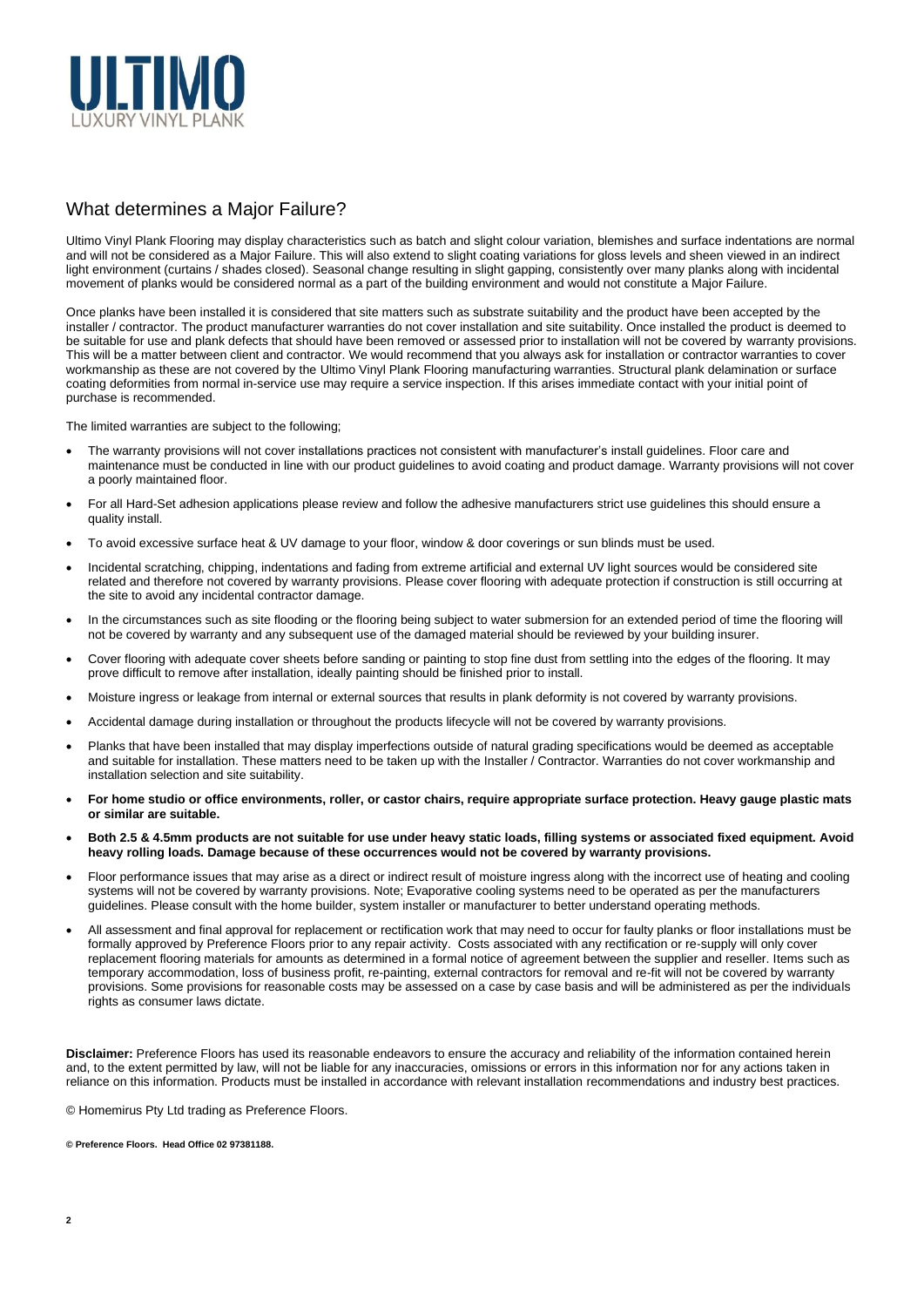# ULTIMO

LUXURY VINYL PLANK

## What determines a Major Failure?

Ultimo Vinyl Plank Flooring may display characteristics such as batch and slight colour variation, blemishes and surface indentations are normal and will not be considered as a Major Failure. This will also extend to slight coating variations for gloss levels and sheen viewed in an indirect light environment (curtains / shades closed). Seasonal change resulting in slight gapping, consistently over many planks along with incidental movement of planks would be considered normal as a part of the building environment and would not constitute a Major Failure.

Once planks have been installed it is considered that site matters such as substrate suitability and the product have been accepted by the installer / contractor. The product manufacturer warranties do not cover installation and site suitability. Once installed the product is deemed to be suitable for use and plank defects that should have been removed or assessed prior to installation will not be covered by warranty provisions. This will be a matter between client and contractor. We would recommend that you always ask for installation or contractor warranties to cover workmanship as these are not covered by the Ultimo Vinyl Plank Flooring manufacturing warranties. Structural plank delamination or surface coating deformities from normal in-service use may require a service inspection. If this arises immediate contact with your initial point of purchase is recommended.

The limited warranties are subject to the following;

- The warranty provisions will not cover installations practices not consistent with manufacturer's install guidelines. Floor care and maintenance must be conducted in line with our product guidelines to avoid coating and product damage. Warranty provisions will not cover a poorly maintained floor.
- For all Hard-Set adhesion applications please review and follow the adhesive manufacturers strict use guidelines this should ensure a quality install.
- To avoid excessive surface heat & UV damage to your floor, window & door coverings or sun blinds must be used.
- Incidental scratching, chipping, indentations and fading from extreme artificial and external UV light sources would be considered site related and therefore not covered by warranty provisions. Please cover flooring with adequate protection if construction is still occurring at the site to avoid any incidental contractor damage.
- In the circumstances such as site flooding or the flooring being subject to water submersion for an extended period of time the flooring will not be covered by warranty and any subsequent use of the damaged material should be reviewed by your building insurer.
- Cover flooring with adequate cover sheets before sanding or painting to stop fine dust from settling into the edges of the flooring. It may prove difficult to remove after installation, ideally painting should be finished prior to install.
- Moisture ingress or leakage from internal or external sources that results in plank deformity is not covered by warranty provisions.
- Accidental damage during installation or throughout the products lifecycle will not be covered by warranty provisions.
- Planks that have been installed that may display imperfections outside of natural grading specifications would be deemed as acceptable and suitable for installation. These matters need to be taken up with the Installer / Contractor. Warranties do not cover workmanship and installation selection and site suitability.
- **For home studio or office environments, roller, or castor chairs, require appropriate surface protection. Heavy gauge plastic mats or similar are suitable.**
- **Both 2.5 & 4.5mm products are not suitable for use under heavy static loads, filling systems or associated fixed equipment. Avoid heavy rolling loads. Damage because of these occurrences would not be covered by warranty provisions.**
- Floor performance issues that may arise as a direct or indirect result of moisture ingress along with the incorrect use of heating and cooling systems will not be covered by warranty provisions. Note; Evaporative cooling systems need to be operated as per the manufacturers guidelines. Please consult with the home builder, system installer or manufacturer to better understand operating methods.
- All assessment and final approval for replacement or rectification work that may need to occur for faulty planks or floor installations must be formally approved by Preference Floors prior to any repair activity. Costs associated with any rectification or re-supply will only cover replacement flooring materials for amounts as determined in a formal notice of agreement between the supplier and reseller. Items such as temporary accommodation, loss of business profit, re-painting, external contractors for removal and re-fit will not be covered by warranty provisions. Some provisions for reasonable costs may be assessed on a case by case basis and will be administered as per the individuals rights as consumer laws dictate.

**Disclaimer:** Preference Floors has used its reasonable endeavors to ensure the accuracy and reliability of the information contained herein and, to the extent permitted by law, will not be liable for any inaccuracies, omissions or errors in this information nor for any actions taken in reliance on this information. Products must be installed in accordance with relevant installation recommendations and industry best practices.

© Homemirus Pty Ltd trading as Preference Floors.

**© Preference Floors. Head Office 02 97381188.**